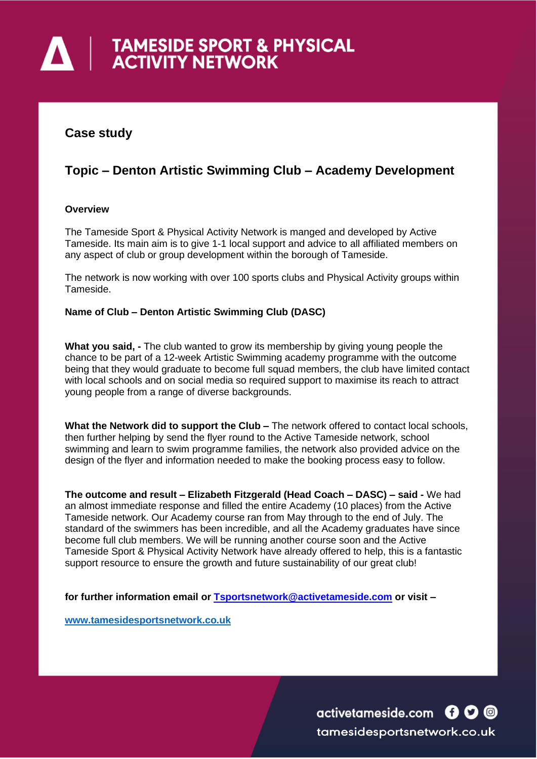# TAMESIDE SPORT & PHYSICAL ACTIVITY NETWORK

## Case study

## Topic – Denton Artistic Swimming Club – Academy Development

**Overview**

The Tameside Sport & Physical Activity Network is manged and developed by Active Tameside. Its main aim is to give 1-1 local support and advice to all affiliated members on any aspect of club or group development within the borough of Tameside.

The network is now working with over 100 sports clubs and Physical Activity groups within Tameside.

**Name of Club – Denton Artistic Swimming Club (DASC)**

**What you said, -** The club wanted to grow its membership by giving young people the chance to be part of a 12-week Artistic Swimming academy programme with the outcome being that they would graduate to become full squad members, the club have limited contact with local schools and on social media so required support to maximise its reach to attract young people from a range of diverse backgrounds.

**What the Network did to support the Club –** The network offered to contact local schools, then further helping by send the flyer round to the Active Tameside network, school swimming and learn to swim programme families, the network also provided advice on the design of the flyer and information needed to make the booking process easy to follow.

**The outcome and result – Elizabeth Fitzgerald (Head Coach – DASC) – said -** We had an almost immediate response and filled the entire Academy (10 places) from the Active Tameside network. Our Academy course ran from May through to the end of July. The standard of the swimmers has been incredible, and all the Academy graduates have since become full club members. We will be running another course soon and the Active Tameside Sport & Physical Activity Network have already offered to help, this is a fantastic support resource to ensure the growth and future sustainability of our great club!

**for further information email or [Tsportsnetwork@activetameside.com](mailto:Tsportsnetwork@activetameside.com) or visit –**

**[www.tamesidesportsnetwork.co.uk](http://www.tamesidesportsnetwork.co.uk)**

activetameside.com

tamesidesportsnetwork.co.uk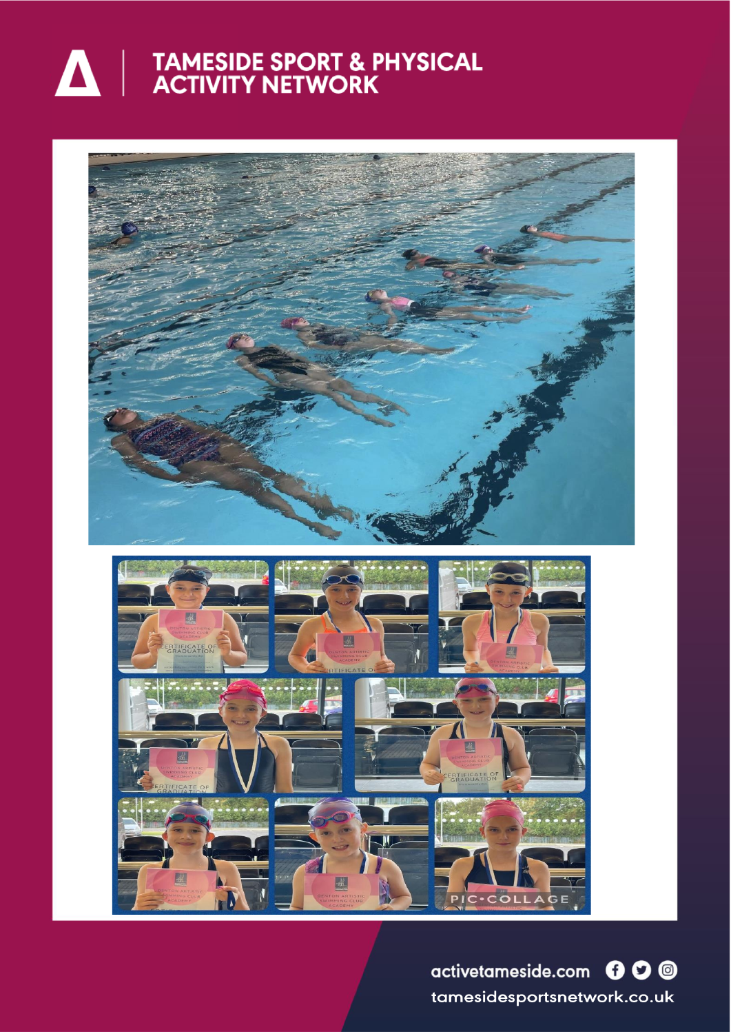# TAMESIDE SPORT & PHYSICAL ACTIVITY NETWORK

activetameside.com

tamesidesportsnetwork.co.uk